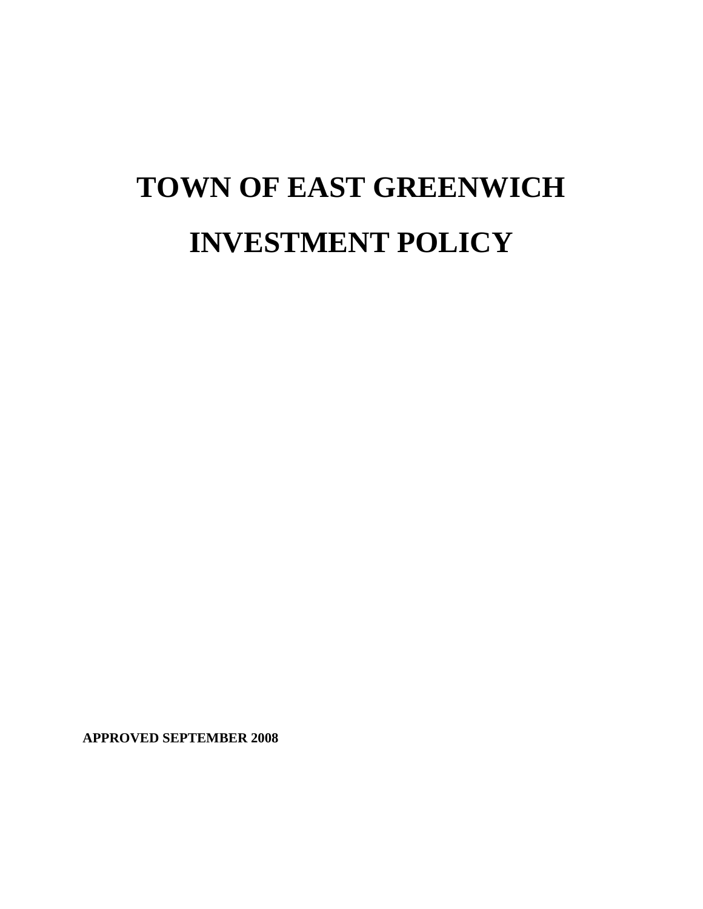# TOWN OF EAST GREENWICH

# INVESTMENT POLICY

**APPROVED SEPTEMBER 2008**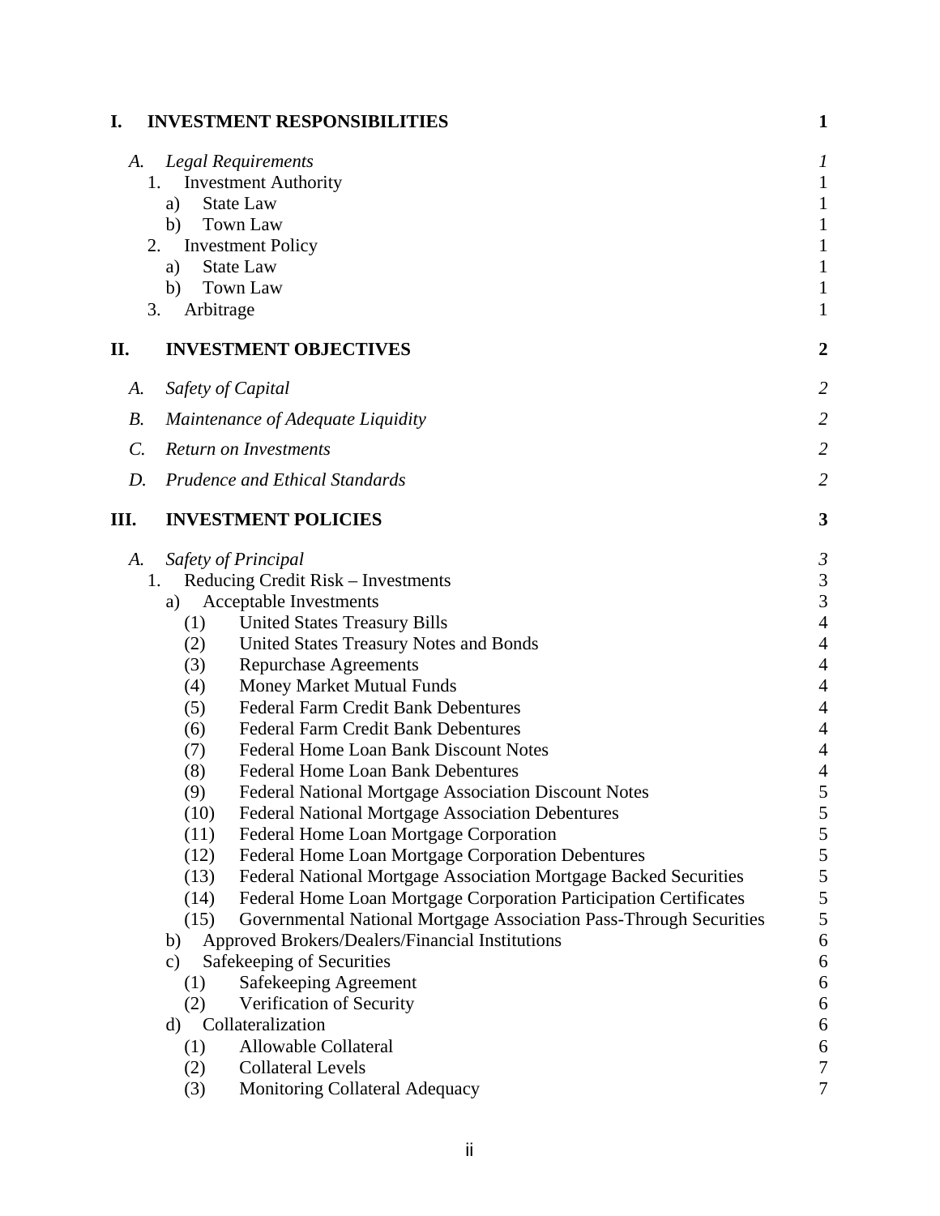| | |
|---|---|
| **I. INVESTMENT RESPONSIBILITIES** | **1** |
| *A. Legal Requirements* | *1* |
| 1. Investment Authority | 1 |
| a) State Law | 1 |
| b) Town Law | 1 |
| 2. Investment Policy | 1 |
| a) State Law | 1 |
| b) Town Law | 1 |
| 3. Arbitrage | 1 |
| **II. INVESTMENT OBJECTIVES** | **2** |
| *A. Safety of Capital* | *2* |
| *B. Maintenance of Adequate Liquidity* | *2* |
| *C. Return on Investments* | *2* |
| *D. Prudence and Ethical Standards* | *2* |
| **III. INVESTMENT POLICIES** | **3** |
| *A. Safety of Principal* | *3* |
| 1. Reducing Credit Risk – Investments | 3 |
| a) Acceptable Investments | 3 |
| (1) United States Treasury Bills | 4 |
| (2) United States Treasury Notes and Bonds | 4 |
| (3) Repurchase Agreements | 4 |
| (4) Money Market Mutual Funds | 4 |
| (5) Federal Farm Credit Bank Debentures | 4 |
| (6) Federal Farm Credit Bank Debentures | 4 |
| (7) Federal Home Loan Bank Discount Notes | 4 |
| (8) Federal Home Loan Bank Debentures | 4 |
| (9) Federal National Mortgage Association Discount Notes | 5 |
| (10) Federal National Mortgage Association Debentures | 5 |
| (11) Federal Home Loan Mortgage Corporation | 5 |
| (12) Federal Home Loan Mortgage Corporation Debentures | 5 |
| (13) Federal National Mortgage Association Mortgage Backed Securities | 5 |
| (14) Federal Home Loan Mortgage Corporation Participation Certificates | 5 |
| (15) Governmental National Mortgage Association Pass-Through Securities | 5 |
| b) Approved Brokers/Dealers/Financial Institutions | 6 |
| c) Safekeeping of Securities | 6 |
| (1) Safekeeping Agreement | 6 |
| (2) Verification of Security | 6 |
| d) Collateralization | 6 |
| (1) Allowable Collateral | 6 |
| (2) Collateral Levels | 7 |
| (3) Monitoring Collateral Adequacy | 7 |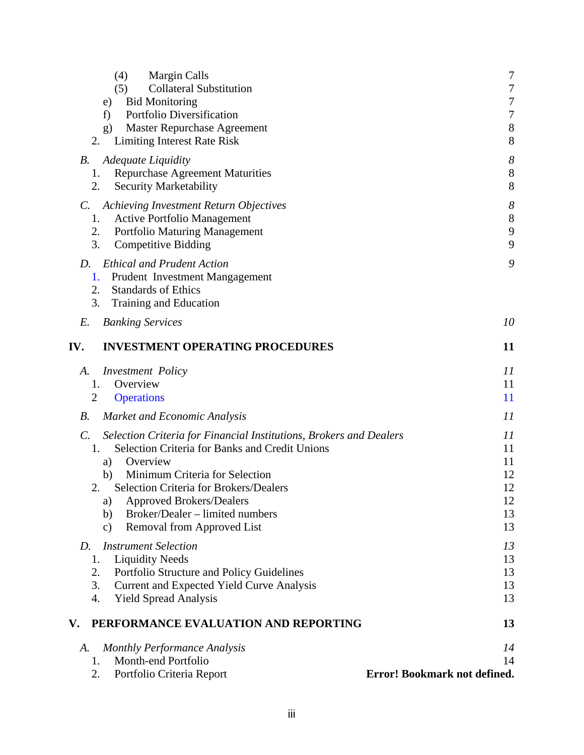| | |
|---|---|
| (4) Margin Calls | 7 |
| (5) Collateral Substitution | 7 |
| e) Bid Monitoring | 7 |
| f) Portfolio Diversification | 7 |
| g) Master Repurchase Agreement | 8 |
| 2. Limiting Interest Rate Risk | 8 |
| *B. Adequate Liquidity* | *8* |
| 1. Repurchase Agreement Maturities | 8 |
| 2. Security Marketability | 8 |
| *C. Achieving Investment Return Objectives* | *8* |
| 1. Active Portfolio Management | 8 |
| 2. Portfolio Maturing Management | 9 |
| 3. Competitive Bidding | 9 |
| *D. Ethical and Prudent Action* | *9* |
| 1. Prudent Investment Mangagement | |
| 2. Standards of Ethics | |
| 3. Training and Education | |
| *E. Banking Services* | *10* |
| **IV. INVESTMENT OPERATING PROCEDURES** | **11** |
| *A. Investment Policy* | *11* |
| 1. Overview | 11 |
| 2 Operations | 11 |
| *B. Market and Economic Analysis* | *11* |
| *C. Selection Criteria for Financial Institutions, Brokers and Dealers* | *11* |
| 1. Selection Criteria for Banks and Credit Unions | 11 |
| a) Overview | 11 |
| b) Minimum Criteria for Selection | 12 |
| 2. Selection Criteria for Brokers/Dealers | 12 |
| a) Approved Brokers/Dealers | 12 |
| b) Broker/Dealer – limited numbers | 13 |
| c) Removal from Approved List | 13 |
| *D. Instrument Selection* | *13* |
| 1. Liquidity Needs | 13 |
| 2. Portfolio Structure and Policy Guidelines | 13 |
| 3. Current and Expected Yield Curve Analysis | 13 |
| 4. Yield Spread Analysis | 13 |
| **V. PERFORMANCE EVALUATION AND REPORTING** | **13** |
| *A. Monthly Performance Analysis* | *14* |
| 1. Month-end Portfolio | 14 |
| 2. Portfolio Criteria Report | **Error! Bookmark not defined.** |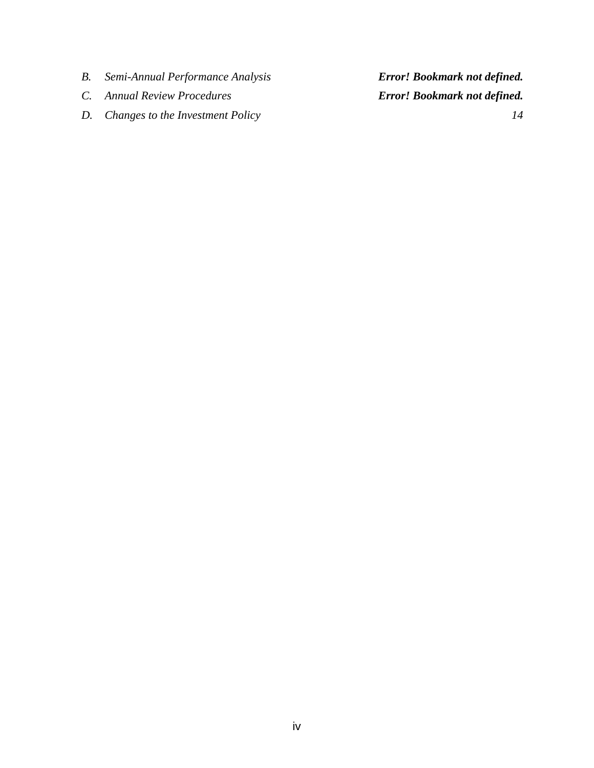*B. Semi-Annual Performance Analysis* ***Error! Bookmark not defined.***

*C. Annual Review Procedures* ***Error! Bookmark not defined.***

*D. Changes to the Investment Policy* *14*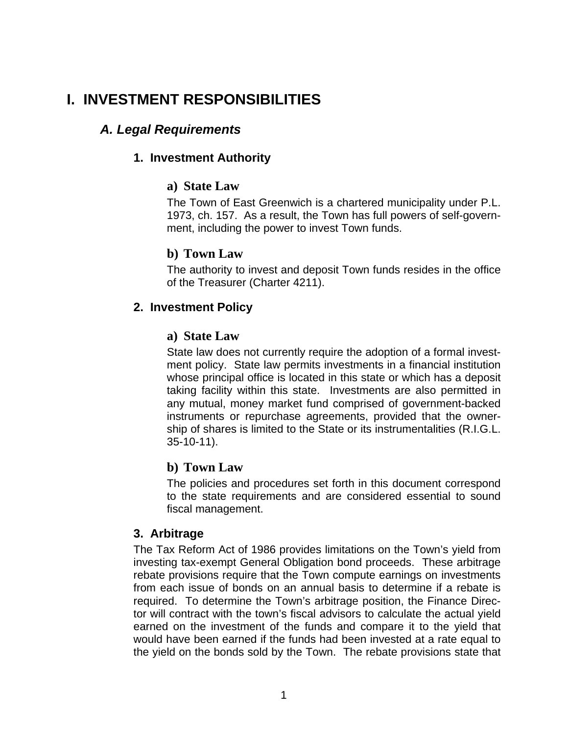# I. INVESTMENT RESPONSIBILITIES

## *A. Legal Requirements*

### 1. Investment Authority

#### a) State Law

The Town of East Greenwich is a chartered municipality under P.L. 1973, ch. 157. As a result, the Town has full powers of self-government, including the power to invest Town funds.

#### b) Town Law

The authority to invest and deposit Town funds resides in the office of the Treasurer (Charter 4211).

### 2. Investment Policy

#### a) State Law

State law does not currently require the adoption of a formal investment policy. State law permits investments in a financial institution whose principal office is located in this state or which has a deposit taking facility within this state. Investments are also permitted in any mutual, money market fund comprised of government-backed instruments or repurchase agreements, provided that the ownership of shares is limited to the State or its instrumentalities (R.I.G.L. 35-10-11).

#### b) Town Law

The policies and procedures set forth in this document correspond to the state requirements and are considered essential to sound fiscal management.

### 3. Arbitrage

The Tax Reform Act of 1986 provides limitations on the Town's yield from investing tax-exempt General Obligation bond proceeds. These arbitrage rebate provisions require that the Town compute earnings on investments from each issue of bonds on an annual basis to determine if a rebate is required. To determine the Town's arbitrage position, the Finance Director will contract with the town's fiscal advisors to calculate the actual yield earned on the investment of the funds and compare it to the yield that would have been earned if the funds had been invested at a rate equal to the yield on the bonds sold by the Town. The rebate provisions state that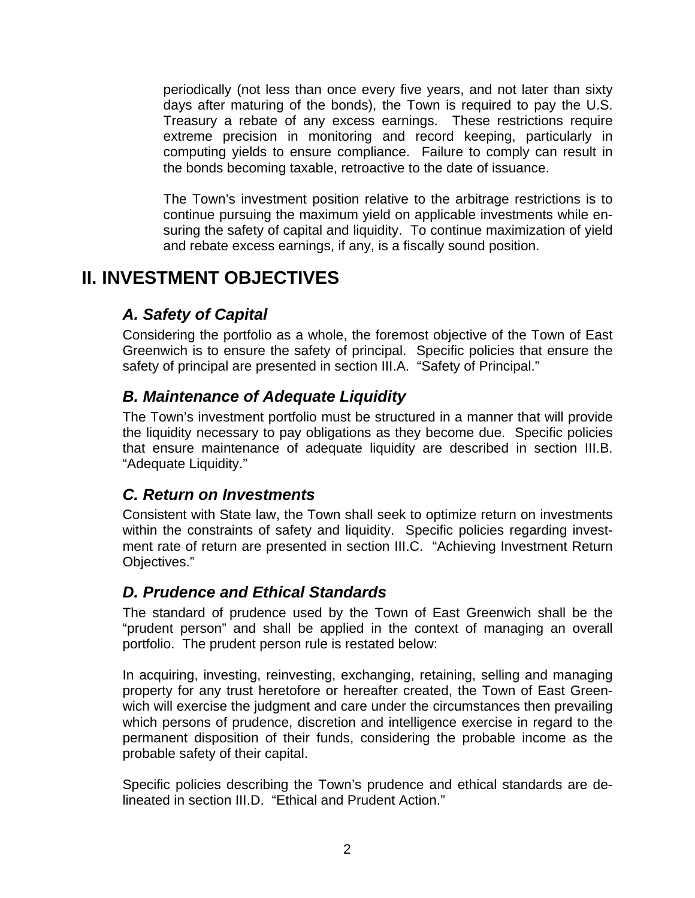periodically (not less than once every five years, and not later than sixty days after maturing of the bonds), the Town is required to pay the U.S. Treasury a rebate of any excess earnings. These restrictions require extreme precision in monitoring and record keeping, particularly in computing yields to ensure compliance. Failure to comply can result in the bonds becoming taxable, retroactive to the date of issuance.

The Town's investment position relative to the arbitrage restrictions is to continue pursuing the maximum yield on applicable investments while ensuring the safety of capital and liquidity. To continue maximization of yield and rebate excess earnings, if any, is a fiscally sound position.

# II. INVESTMENT OBJECTIVES

## *A. Safety of Capital*

Considering the portfolio as a whole, the foremost objective of the Town of East Greenwich is to ensure the safety of principal. Specific policies that ensure the safety of principal are presented in section III.A. "Safety of Principal."

## *B. Maintenance of Adequate Liquidity*

The Town's investment portfolio must be structured in a manner that will provide the liquidity necessary to pay obligations as they become due. Specific policies that ensure maintenance of adequate liquidity are described in section III.B. "Adequate Liquidity."

## *C. Return on Investments*

Consistent with State law, the Town shall seek to optimize return on investments within the constraints of safety and liquidity. Specific policies regarding investment rate of return are presented in section III.C. "Achieving Investment Return Objectives."

## *D. Prudence and Ethical Standards*

The standard of prudence used by the Town of East Greenwich shall be the "prudent person" and shall be applied in the context of managing an overall portfolio. The prudent person rule is restated below:

In acquiring, investing, reinvesting, exchanging, retaining, selling and managing property for any trust heretofore or hereafter created, the Town of East Greenwich will exercise the judgment and care under the circumstances then prevailing which persons of prudence, discretion and intelligence exercise in regard to the permanent disposition of their funds, considering the probable income as the probable safety of their capital.

Specific policies describing the Town's prudence and ethical standards are delineated in section III.D. "Ethical and Prudent Action."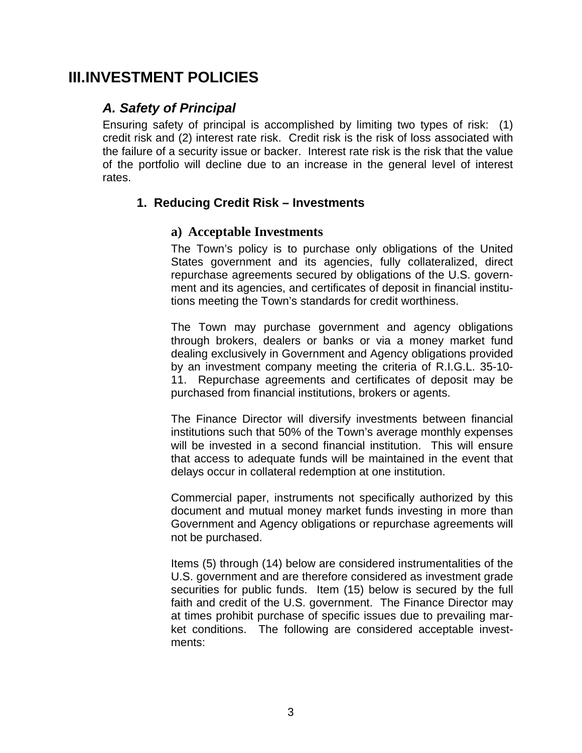# III.INVESTMENT POLICIES

## *A. Safety of Principal*

Ensuring safety of principal is accomplished by limiting two types of risk: (1) credit risk and (2) interest rate risk. Credit risk is the risk of loss associated with the failure of a security issue or backer. Interest rate risk is the risk that the value of the portfolio will decline due to an increase in the general level of interest rates.

### 1. Reducing Credit Risk – Investments

#### a) Acceptable Investments

The Town's policy is to purchase only obligations of the United States government and its agencies, fully collateralized, direct repurchase agreements secured by obligations of the U.S. government and its agencies, and certificates of deposit in financial institutions meeting the Town's standards for credit worthiness.

The Town may purchase government and agency obligations through brokers, dealers or banks or via a money market fund dealing exclusively in Government and Agency obligations provided by an investment company meeting the criteria of R.I.G.L. 35-10-11. Repurchase agreements and certificates of deposit may be purchased from financial institutions, brokers or agents.

The Finance Director will diversify investments between financial institutions such that 50% of the Town's average monthly expenses will be invested in a second financial institution. This will ensure that access to adequate funds will be maintained in the event that delays occur in collateral redemption at one institution.

Commercial paper, instruments not specifically authorized by this document and mutual money market funds investing in more than Government and Agency obligations or repurchase agreements will not be purchased.

Items (5) through (14) below are considered instrumentalities of the U.S. government and are therefore considered as investment grade securities for public funds. Item (15) below is secured by the full faith and credit of the U.S. government. The Finance Director may at times prohibit purchase of specific issues due to prevailing market conditions. The following are considered acceptable investments: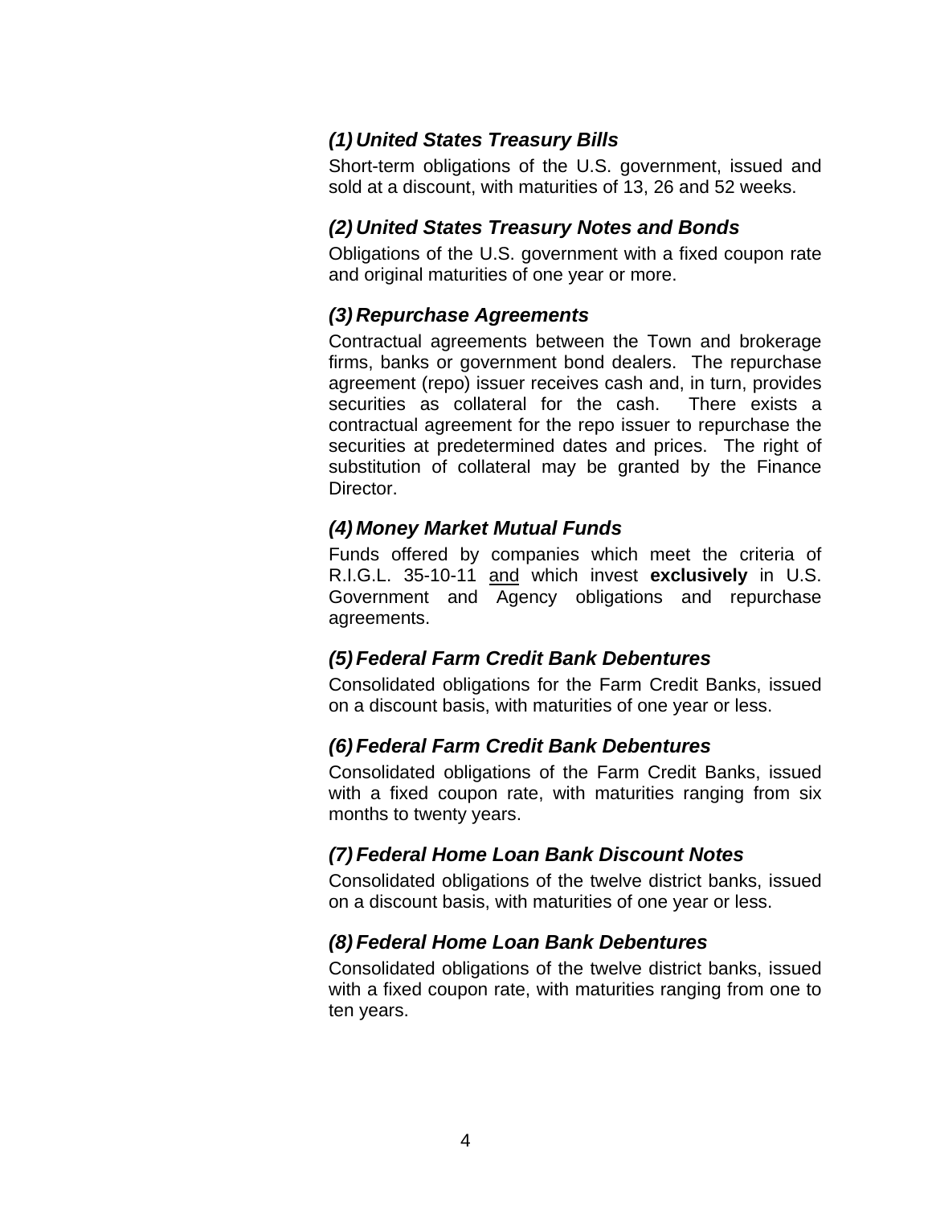### *(1) United States Treasury Bills*

Short-term obligations of the U.S. government, issued and sold at a discount, with maturities of 13, 26 and 52 weeks.

### *(2) United States Treasury Notes and Bonds*

Obligations of the U.S. government with a fixed coupon rate and original maturities of one year or more.

### *(3) Repurchase Agreements*

Contractual agreements between the Town and brokerage firms, banks or government bond dealers. The repurchase agreement (repo) issuer receives cash and, in turn, provides securities as collateral for the cash. There exists a contractual agreement for the repo issuer to repurchase the securities at predetermined dates and prices. The right of substitution of collateral may be granted by the Finance Director.

### *(4) Money Market Mutual Funds*

Funds offered by companies which meet the criteria of R.I.G.L. 35-10-11 <u>and</u> which invest **exclusively** in U.S. Government and Agency obligations and repurchase agreements.

### *(5) Federal Farm Credit Bank Debentures*

Consolidated obligations for the Farm Credit Banks, issued on a discount basis, with maturities of one year or less.

### *(6) Federal Farm Credit Bank Debentures*

Consolidated obligations of the Farm Credit Banks, issued with a fixed coupon rate, with maturities ranging from six months to twenty years.

### *(7) Federal Home Loan Bank Discount Notes*

Consolidated obligations of the twelve district banks, issued on a discount basis, with maturities of one year or less.

### *(8) Federal Home Loan Bank Debentures*

Consolidated obligations of the twelve district banks, issued with a fixed coupon rate, with maturities ranging from one to ten years.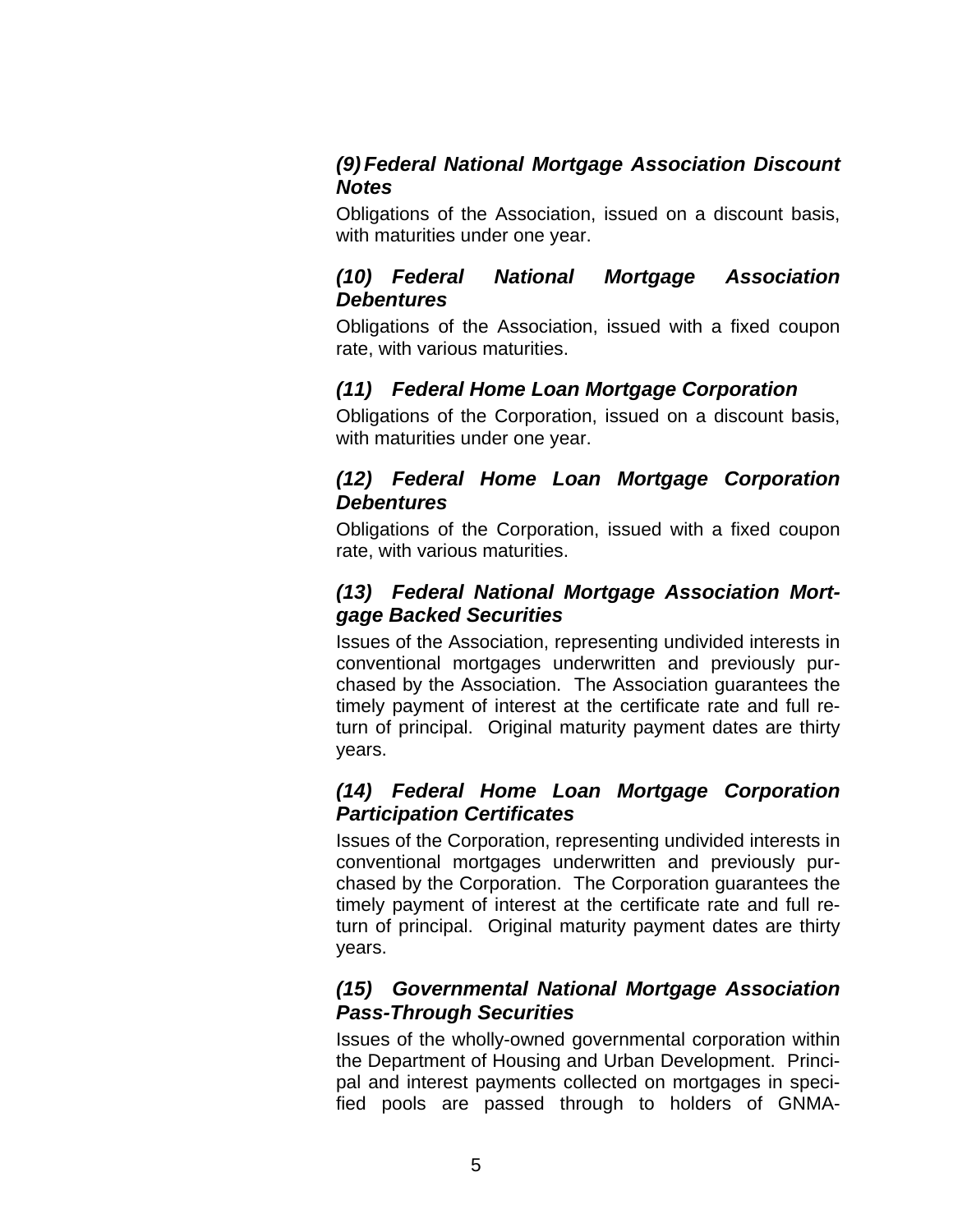### *(9) Federal National Mortgage Association Discount Notes*

Obligations of the Association, issued on a discount basis, with maturities under one year.

### *(10) Federal National Mortgage Association Debentures*

Obligations of the Association, issued with a fixed coupon rate, with various maturities.

### *(11) Federal Home Loan Mortgage Corporation*

Obligations of the Corporation, issued on a discount basis, with maturities under one year.

### *(12) Federal Home Loan Mortgage Corporation Debentures*

Obligations of the Corporation, issued with a fixed coupon rate, with various maturities.

### *(13) Federal National Mortgage Association Mortgage Backed Securities*

Issues of the Association, representing undivided interests in conventional mortgages underwritten and previously purchased by the Association. The Association guarantees the timely payment of interest at the certificate rate and full return of principal. Original maturity payment dates are thirty years.

### *(14) Federal Home Loan Mortgage Corporation Participation Certificates*

Issues of the Corporation, representing undivided interests in conventional mortgages underwritten and previously purchased by the Corporation. The Corporation guarantees the timely payment of interest at the certificate rate and full return of principal. Original maturity payment dates are thirty years.

### *(15) Governmental National Mortgage Association Pass-Through Securities*

Issues of the wholly-owned governmental corporation within the Department of Housing and Urban Development. Principal and interest payments collected on mortgages in specified pools are passed through to holders of GNMA-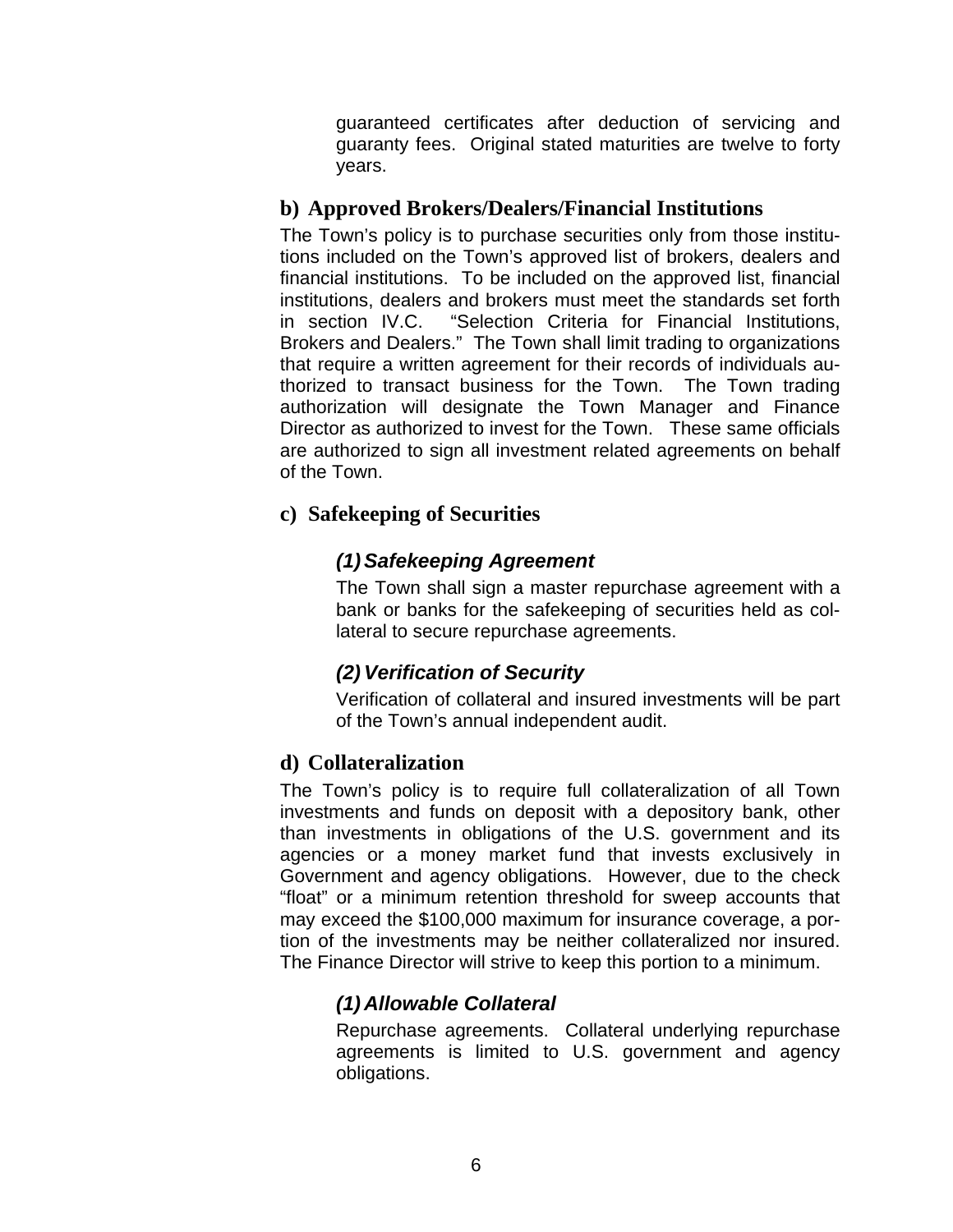guaranteed certificates after deduction of servicing and guaranty fees. Original stated maturities are twelve to forty years.

### b) Approved Brokers/Dealers/Financial Institutions

The Town's policy is to purchase securities only from those institutions included on the Town's approved list of brokers, dealers and financial institutions. To be included on the approved list, financial institutions, dealers and brokers must meet the standards set forth in section IV.C. "Selection Criteria for Financial Institutions, Brokers and Dealers." The Town shall limit trading to organizations that require a written agreement for their records of individuals authorized to transact business for the Town. The Town trading authorization will designate the Town Manager and Finance Director as authorized to invest for the Town. These same officials are authorized to sign all investment related agreements on behalf of the Town.

### c) Safekeeping of Securities

#### *(1) Safekeeping Agreement*

The Town shall sign a master repurchase agreement with a bank or banks for the safekeeping of securities held as collateral to secure repurchase agreements.

#### *(2) Verification of Security*

Verification of collateral and insured investments will be part of the Town's annual independent audit.

### d) Collateralization

The Town's policy is to require full collateralization of all Town investments and funds on deposit with a depository bank, other than investments in obligations of the U.S. government and its agencies or a money market fund that invests exclusively in Government and agency obligations. However, due to the check "float" or a minimum retention threshold for sweep accounts that may exceed the $100,000 maximum for insurance coverage, a portion of the investments may be neither collateralized nor insured. The Finance Director will strive to keep this portion to a minimum.

#### *(1) Allowable Collateral*

Repurchase agreements. Collateral underlying repurchase agreements is limited to U.S. government and agency obligations.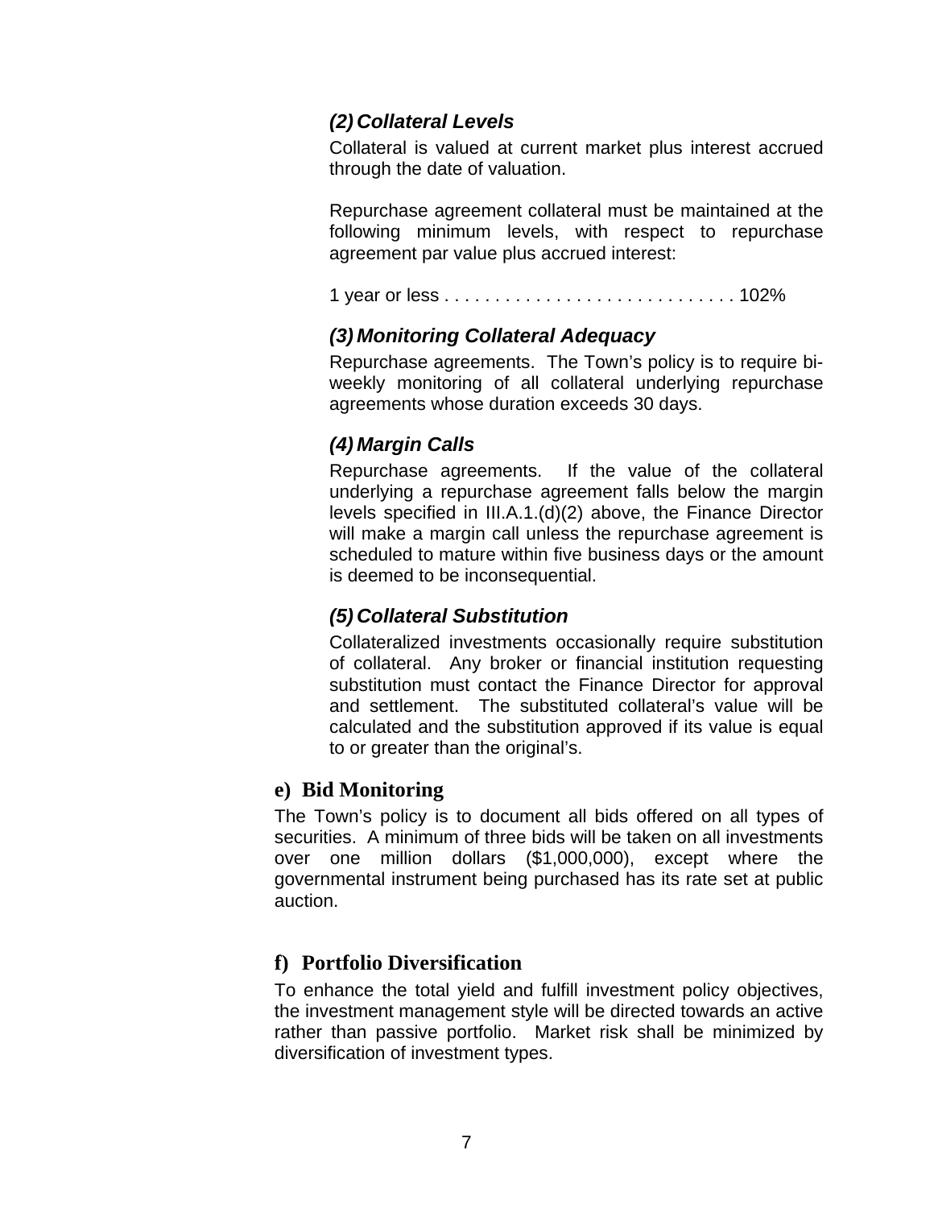#### *(2) Collateral Levels*

Collateral is valued at current market plus interest accrued through the date of valuation.

Repurchase agreement collateral must be maintained at the following minimum levels, with respect to repurchase agreement par value plus accrued interest:

1 year or less . . . . . . . . . . . . . . . . . . . . . . . . . . . . . 102%

#### *(3) Monitoring Collateral Adequacy*

Repurchase agreements. The Town's policy is to require bi-weekly monitoring of all collateral underlying repurchase agreements whose duration exceeds 30 days.

#### *(4) Margin Calls*

Repurchase agreements. If the value of the collateral underlying a repurchase agreement falls below the margin levels specified in III.A.1.(d)(2) above, the Finance Director will make a margin call unless the repurchase agreement is scheduled to mature within five business days or the amount is deemed to be inconsequential.

#### *(5) Collateral Substitution*

Collateralized investments occasionally require substitution of collateral. Any broker or financial institution requesting substitution must contact the Finance Director for approval and settlement. The substituted collateral's value will be calculated and the substitution approved if its value is equal to or greater than the original's.

### e) Bid Monitoring

The Town's policy is to document all bids offered on all types of securities. A minimum of three bids will be taken on all investments over one million dollars ($1,000,000), except where the governmental instrument being purchased has its rate set at public auction.

### f) Portfolio Diversification

To enhance the total yield and fulfill investment policy objectives, the investment management style will be directed towards an active rather than passive portfolio. Market risk shall be minimized by diversification of investment types.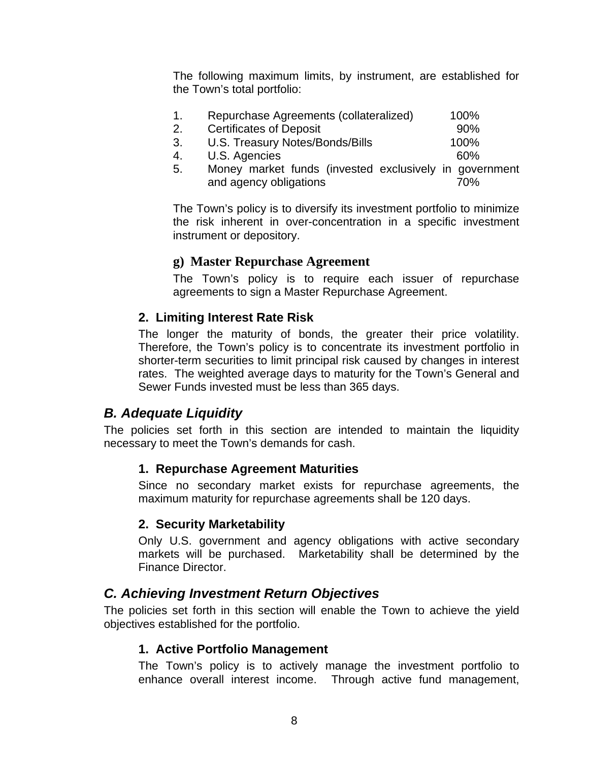The following maximum limits, by instrument, are established for the Town's total portfolio:

1. Repurchase Agreements (collateralized) 100%
2. Certificates of Deposit 90%
3. U.S. Treasury Notes/Bonds/Bills 100%
4. U.S. Agencies 60%
5. Money market funds (invested exclusively in government and agency obligations 70%

The Town's policy is to diversify its investment portfolio to minimize the risk inherent in over-concentration in a specific investment instrument or depository.

**g) Master Repurchase Agreement**

The Town's policy is to require each issuer of repurchase agreements to sign a Master Repurchase Agreement.

### 2. Limiting Interest Rate Risk

The longer the maturity of bonds, the greater their price volatility. Therefore, the Town's policy is to concentrate its investment portfolio in shorter-term securities to limit principal risk caused by changes in interest rates. The weighted average days to maturity for the Town's General and Sewer Funds invested must be less than 365 days.

## *B. Adequate Liquidity*

The policies set forth in this section are intended to maintain the liquidity necessary to meet the Town's demands for cash.

### 1. Repurchase Agreement Maturities

Since no secondary market exists for repurchase agreements, the maximum maturity for repurchase agreements shall be 120 days.

### 2. Security Marketability

Only U.S. government and agency obligations with active secondary markets will be purchased. Marketability shall be determined by the Finance Director.

## *C. Achieving Investment Return Objectives*

The policies set forth in this section will enable the Town to achieve the yield objectives established for the portfolio.

### 1. Active Portfolio Management

The Town's policy is to actively manage the investment portfolio to enhance overall interest income. Through active fund management,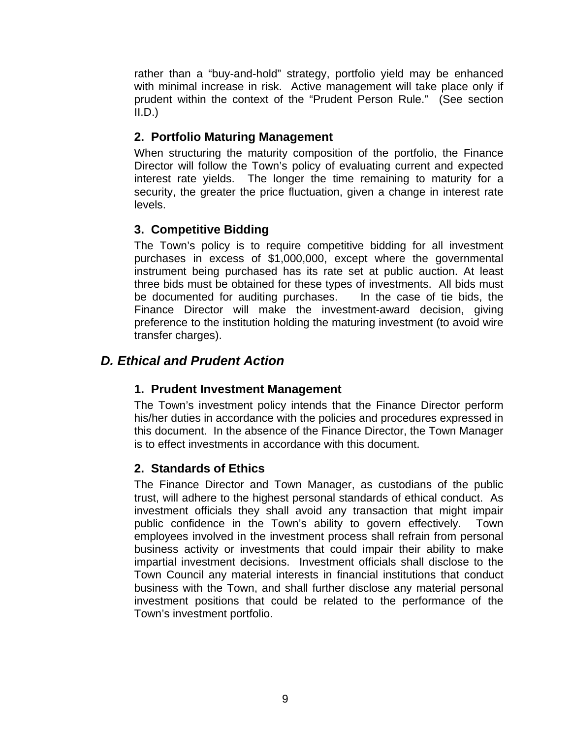rather than a “buy-and-hold” strategy, portfolio yield may be enhanced with minimal increase in risk. Active management will take place only if prudent within the context of the “Prudent Person Rule.” (See section II.D.)

### 2. Portfolio Maturing Management

When structuring the maturity composition of the portfolio, the Finance Director will follow the Town’s policy of evaluating current and expected interest rate yields. The longer the time remaining to maturity for a security, the greater the price fluctuation, given a change in interest rate levels.

### 3. Competitive Bidding

The Town’s policy is to require competitive bidding for all investment purchases in excess of $1,000,000, except where the governmental instrument being purchased has its rate set at public auction. At least three bids must be obtained for these types of investments. All bids must be documented for auditing purchases. In the case of tie bids, the Finance Director will make the investment-award decision, giving preference to the institution holding the maturing investment (to avoid wire transfer charges).

## *D. Ethical and Prudent Action*

### 1. Prudent Investment Management

The Town’s investment policy intends that the Finance Director perform his/her duties in accordance with the policies and procedures expressed in this document. In the absence of the Finance Director, the Town Manager is to effect investments in accordance with this document.

### 2. Standards of Ethics

The Finance Director and Town Manager, as custodians of the public trust, will adhere to the highest personal standards of ethical conduct. As investment officials they shall avoid any transaction that might impair public confidence in the Town’s ability to govern effectively. Town employees involved in the investment process shall refrain from personal business activity or investments that could impair their ability to make impartial investment decisions. Investment officials shall disclose to the Town Council any material interests in financial institutions that conduct business with the Town, and shall further disclose any material personal investment positions that could be related to the performance of the Town’s investment portfolio.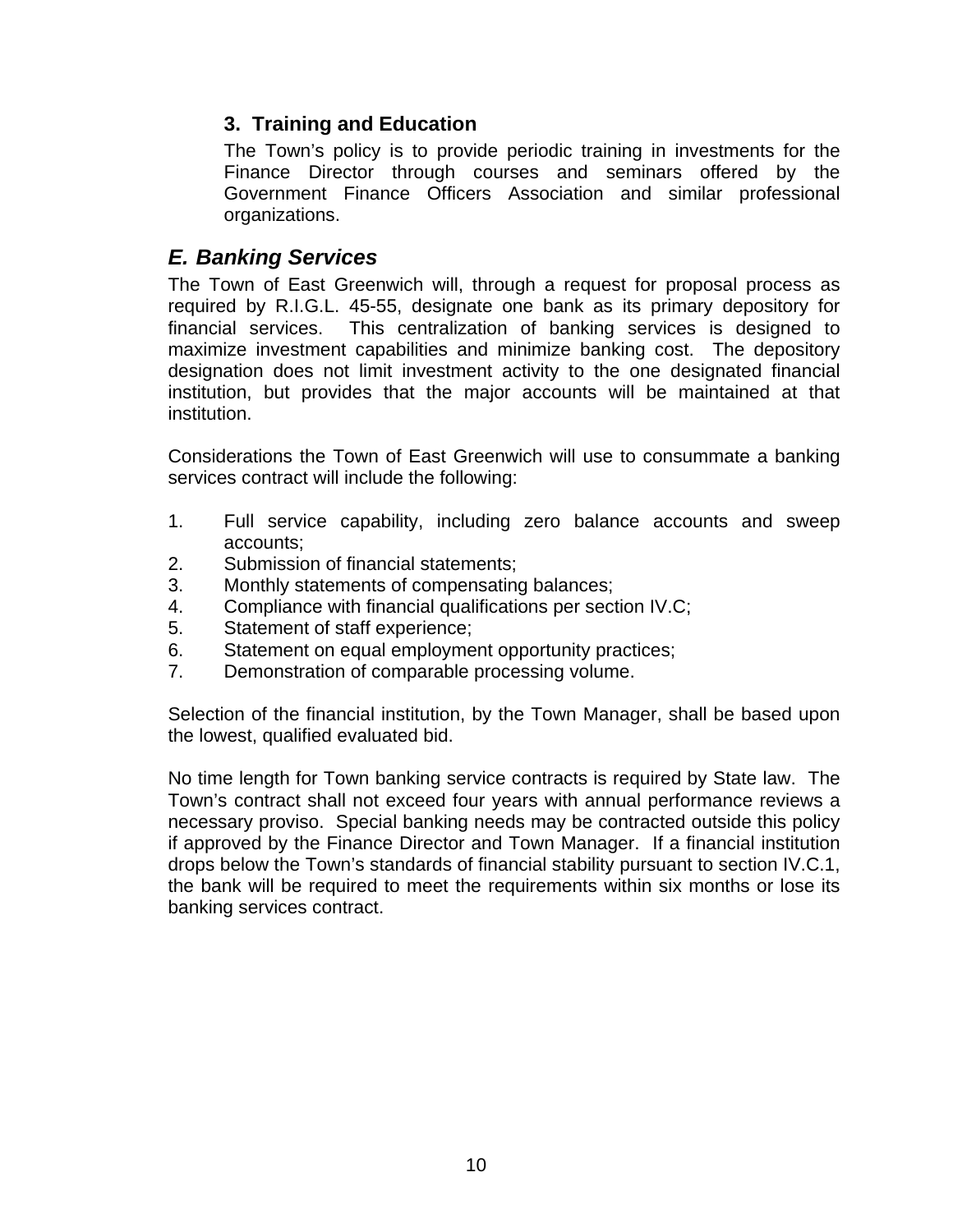### 3. Training and Education

The Town's policy is to provide periodic training in investments for the Finance Director through courses and seminars offered by the Government Finance Officers Association and similar professional organizations.

## *E. Banking Services*

The Town of East Greenwich will, through a request for proposal process as required by R.I.G.L. 45-55, designate one bank as its primary depository for financial services. This centralization of banking services is designed to maximize investment capabilities and minimize banking cost. The depository designation does not limit investment activity to the one designated financial institution, but provides that the major accounts will be maintained at that institution.

Considerations the Town of East Greenwich will use to consummate a banking services contract will include the following:

1. Full service capability, including zero balance accounts and sweep accounts;
2. Submission of financial statements;
3. Monthly statements of compensating balances;
4. Compliance with financial qualifications per section IV.C;
5. Statement of staff experience;
6. Statement on equal employment opportunity practices;
7. Demonstration of comparable processing volume.

Selection of the financial institution, by the Town Manager, shall be based upon the lowest, qualified evaluated bid.

No time length for Town banking service contracts is required by State law. The Town's contract shall not exceed four years with annual performance reviews a necessary proviso. Special banking needs may be contracted outside this policy if approved by the Finance Director and Town Manager. If a financial institution drops below the Town's standards of financial stability pursuant to section IV.C.1, the bank will be required to meet the requirements within six months or lose its banking services contract.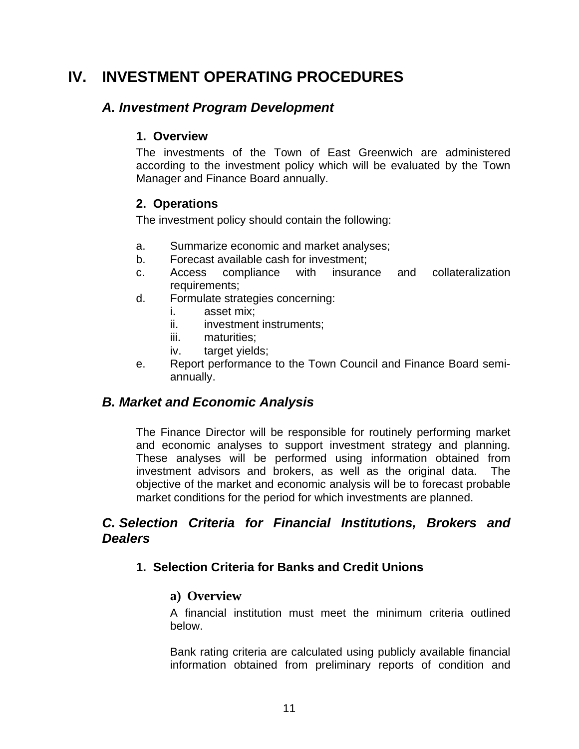# IV. INVESTMENT OPERATING PROCEDURES

## *A. Investment Program Development*

### 1. Overview

The investments of the Town of East Greenwich are administered according to the investment policy which will be evaluated by the Town Manager and Finance Board annually.

### 2. Operations

The investment policy should contain the following:

a. Summarize economic and market analyses;
b. Forecast available cash for investment;
c. Access compliance with insurance and collateralization requirements;
d. Formulate strategies concerning:
    i. asset mix;
    ii. investment instruments;
    iii. maturities;
    iv. target yields;
e. Report performance to the Town Council and Finance Board semi-annually.

## *B. Market and Economic Analysis*

The Finance Director will be responsible for routinely performing market and economic analyses to support investment strategy and planning. These analyses will be performed using information obtained from investment advisors and brokers, as well as the original data. The objective of the market and economic analysis will be to forecast probable market conditions for the period for which investments are planned.

## *C. Selection Criteria for Financial Institutions, Brokers and Dealers*

### 1. Selection Criteria for Banks and Credit Unions

#### a) Overview

A financial institution must meet the minimum criteria outlined below.

Bank rating criteria are calculated using publicly available financial information obtained from preliminary reports of condition and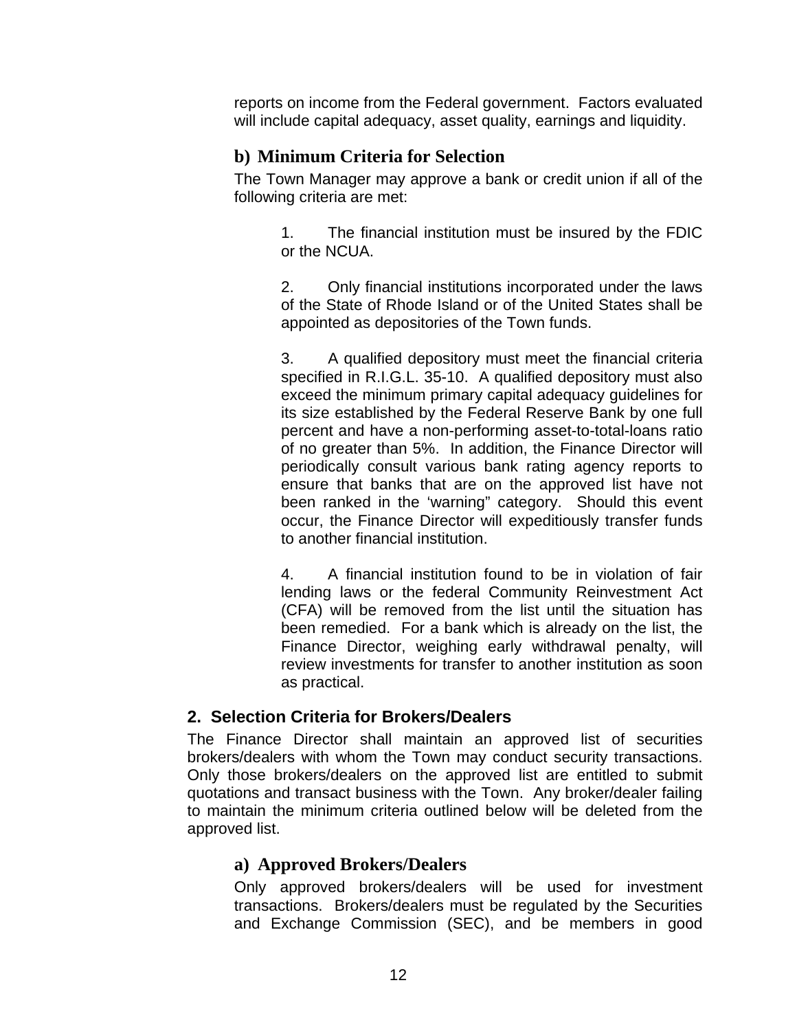reports on income from the Federal government. Factors evaluated will include capital adequacy, asset quality, earnings and liquidity.

### b) Minimum Criteria for Selection

The Town Manager may approve a bank or credit union if all of the following criteria are met:

1. The financial institution must be insured by the FDIC or the NCUA.

2. Only financial institutions incorporated under the laws of the State of Rhode Island or of the United States shall be appointed as depositories of the Town funds.

3. A qualified depository must meet the financial criteria specified in R.I.G.L. 35-10. A qualified depository must also exceed the minimum primary capital adequacy guidelines for its size established by the Federal Reserve Bank by one full percent and have a non-performing asset-to-total-loans ratio of no greater than 5%. In addition, the Finance Director will periodically consult various bank rating agency reports to ensure that banks that are on the approved list have not been ranked in the 'warning" category. Should this event occur, the Finance Director will expeditiously transfer funds to another financial institution.

4. A financial institution found to be in violation of fair lending laws or the federal Community Reinvestment Act (CFA) will be removed from the list until the situation has been remedied. For a bank which is already on the list, the Finance Director, weighing early withdrawal penalty, will review investments for transfer to another institution as soon as practical.

## 2. Selection Criteria for Brokers/Dealers

The Finance Director shall maintain an approved list of securities brokers/dealers with whom the Town may conduct security transactions. Only those brokers/dealers on the approved list are entitled to submit quotations and transact business with the Town. Any broker/dealer failing to maintain the minimum criteria outlined below will be deleted from the approved list.

### a) Approved Brokers/Dealers

Only approved brokers/dealers will be used for investment transactions. Brokers/dealers must be regulated by the Securities and Exchange Commission (SEC), and be members in good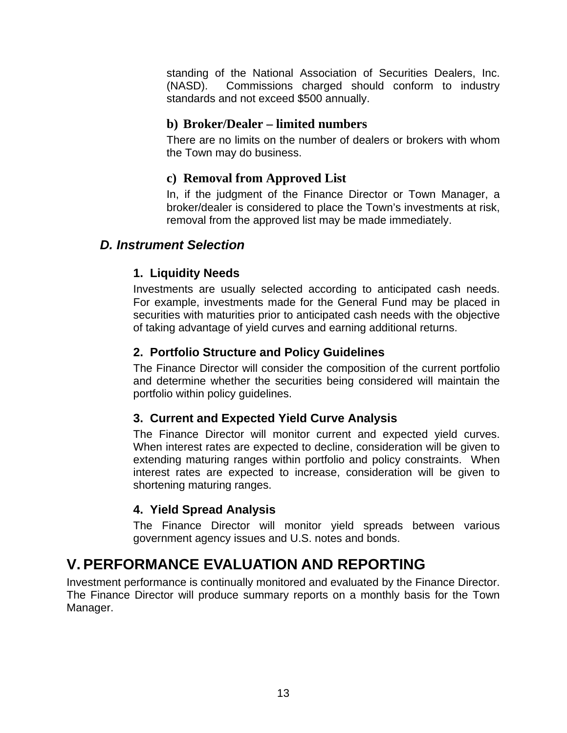standing of the National Association of Securities Dealers, Inc. (NASD). Commissions charged should conform to industry standards and not exceed $500 annually.

#### b) Broker/Dealer – limited numbers

There are no limits on the number of dealers or brokers with whom the Town may do business.

#### c) Removal from Approved List

In, if the judgment of the Finance Director or Town Manager, a broker/dealer is considered to place the Town's investments at risk, removal from the approved list may be made immediately.

## *D. Instrument Selection*

### 1. Liquidity Needs

Investments are usually selected according to anticipated cash needs. For example, investments made for the General Fund may be placed in securities with maturities prior to anticipated cash needs with the objective of taking advantage of yield curves and earning additional returns.

### 2. Portfolio Structure and Policy Guidelines

The Finance Director will consider the composition of the current portfolio and determine whether the securities being considered will maintain the portfolio within policy guidelines.

### 3. Current and Expected Yield Curve Analysis

The Finance Director will monitor current and expected yield curves. When interest rates are expected to decline, consideration will be given to extending maturing ranges within portfolio and policy constraints. When interest rates are expected to increase, consideration will be given to shortening maturing ranges.

### 4. Yield Spread Analysis

The Finance Director will monitor yield spreads between various government agency issues and U.S. notes and bonds.

# V. PERFORMANCE EVALUATION AND REPORTING

Investment performance is continually monitored and evaluated by the Finance Director. The Finance Director will produce summary reports on a monthly basis for the Town Manager.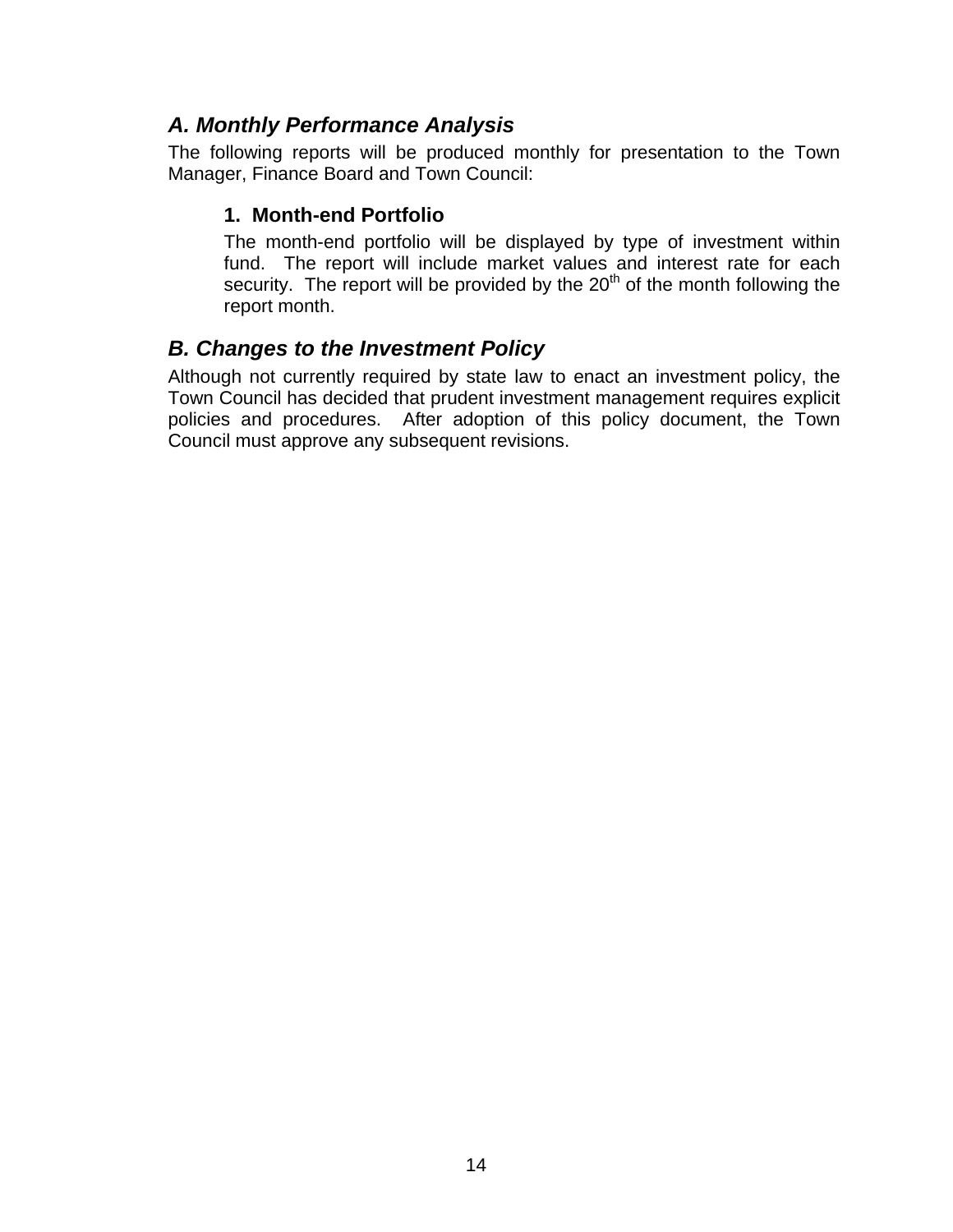## *A. Monthly Performance Analysis*

The following reports will be produced monthly for presentation to the Town Manager, Finance Board and Town Council:

### 1. Month-end Portfolio

The month-end portfolio will be displayed by type of investment within fund. The report will include market values and interest rate for each security. The report will be provided by the 20th of the month following the report month.

## *B. Changes to the Investment Policy*

Although not currently required by state law to enact an investment policy, the Town Council has decided that prudent investment management requires explicit policies and procedures. After adoption of this policy document, the Town Council must approve any subsequent revisions.